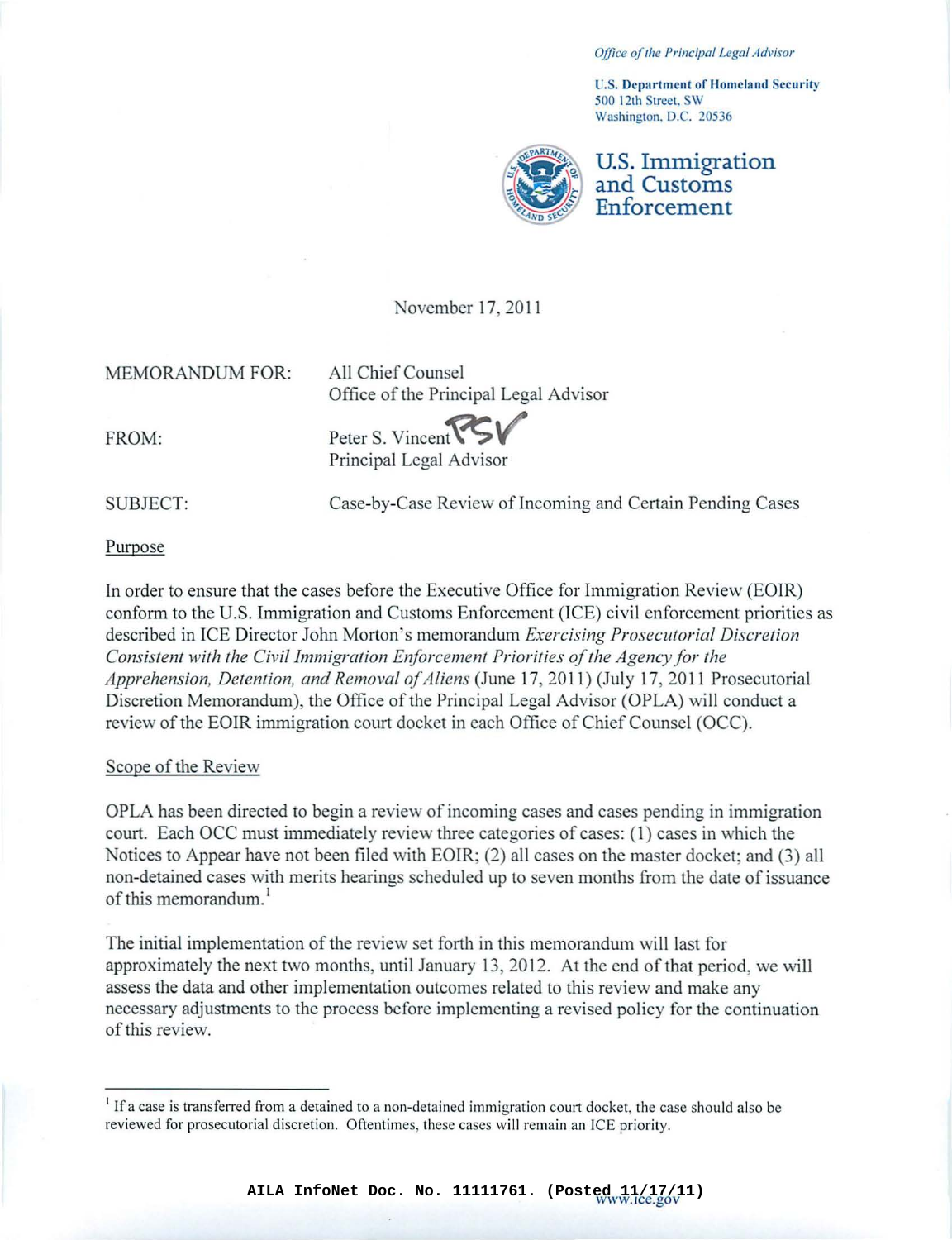*Office of the Principal Legal Advisor*

**U.S. Department of Homeland Security**
500 12th Street, SW
Washington, D.C. 20536

**U.S. Immigration and Customs Enforcement**

November 17, 2011

MEMORANDUM FOR: All Chief Counsel
Office of the Principal Legal Advisor

FROM: Peter S. Vincent
Principal Legal Advisor

SUBJECT: Case-by-Case Review of Incoming and Certain Pending Cases

Purpose

In order to ensure that the cases before the Executive Office for Immigration Review (EOIR) conform to the U.S. Immigration and Customs Enforcement (ICE) civil enforcement priorities as described in ICE Director John Morton's memorandum *Exercising Prosecutorial Discretion Consistent with the Civil Immigration Enforcement Priorities of the Agency for the Apprehension, Detention, and Removal of Aliens* (June 17, 2011) (July 17, 2011 Prosecutorial Discretion Memorandum), the Office of the Principal Legal Advisor (OPLA) will conduct a review of the EOIR immigration court docket in each Office of Chief Counsel (OCC).

Scope of the Review

OPLA has been directed to begin a review of incoming cases and cases pending in immigration court. Each OCC must immediately review three categories of cases: (1) cases in which the Notices to Appear have not been filed with EOIR; (2) all cases on the master docket; and (3) all non-detained cases with merits hearings scheduled up to seven months from the date of issuance of this memorandum.[1]

The initial implementation of the review set forth in this memorandum will last for approximately the next two months, until January 13, 2012. At the end of that period, we will assess the data and other implementation outcomes related to this review and make any necessary adjustments to the process before implementing a revised policy for the continuation of this review.

[1] If a case is transferred from a detained to a non-detained immigration court docket, the case should also be reviewed for prosecutorial discretion. Oftentimes, these cases will remain an ICE priority.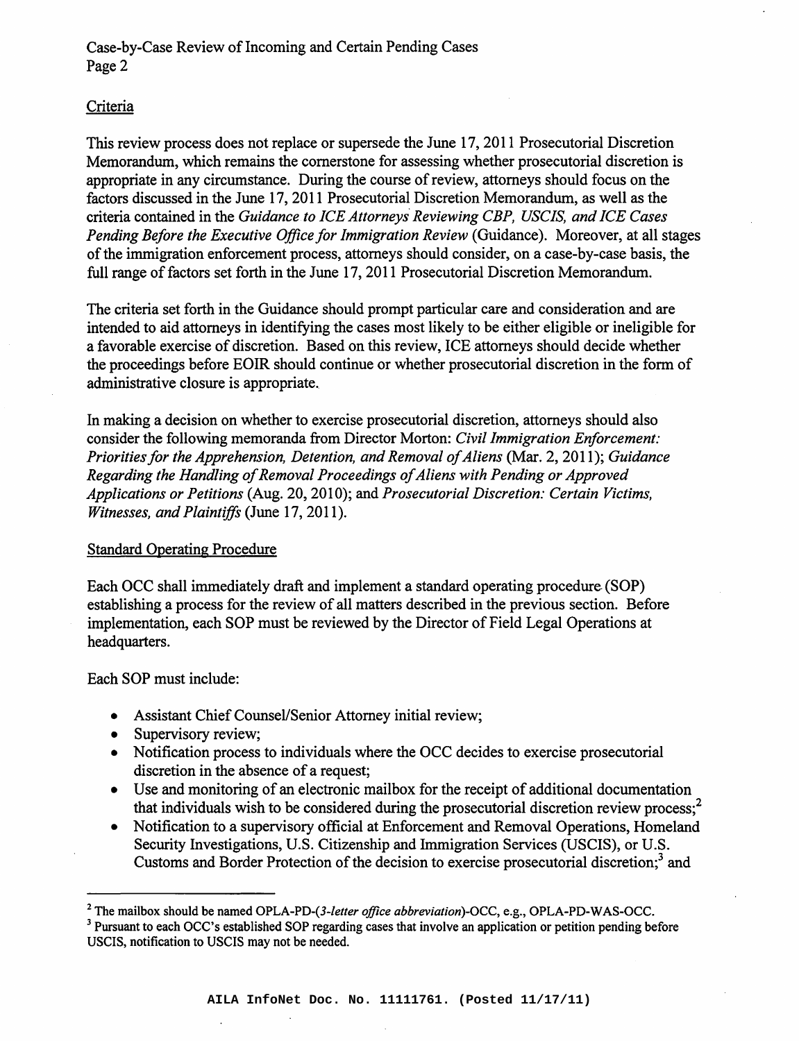## Criteria

This review process does not replace or supersede the June 17, 2011 Prosecutorial Discretion Memorandum, which remains the cornerstone for assessing whether prosecutorial discretion is appropriate in any circumstance. During the course of review, attorneys should focus on the factors discussed in the June 17, 2011 Prosecutorial Discretion Memorandum, as well as the criteria contained in the *Guidance to ICE Attorneys Reviewing CBP, USCIS, and ICE Cases Pending Before the Executive Office for Immigration Review* (Guidance). Moreover, at all stages of the immigration enforcement process, attorneys should consider, on a case-by-case basis, the full range of factors set forth in the June 17, 2011 Prosecutorial Discretion Memorandum.

The criteria set forth in the Guidance should prompt particular care and consideration and are intended to aid attorneys in identifying the cases most likely to be either eligible or ineligible for a favorable exercise of discretion. Based on this review, ICE attorneys should decide whether the proceedings before EOIR should continue or whether prosecutorial discretion in the form of administrative closure is appropriate.

In making a decision on whether to exercise prosecutorial discretion, attorneys should also consider the following memoranda from Director Morton: *Civil Immigration Enforcement: Priorities for the Apprehension, Detention, and Removal of Aliens* (Mar. 2, 2011); *Guidance Regarding the Handling of Removal Proceedings of Aliens with Pending or Approved Applications or Petitions* (Aug. 20, 2010); and *Prosecutorial Discretion: Certain Victims, Witnesses, and Plaintiffs* (June 17, 2011).

## Standard Operating Procedure

Each OCC shall immediately draft and implement a standard operating procedure (SOP) establishing a process for the review of all matters described in the previous section. Before implementation, each SOP must be reviewed by the Director of Field Legal Operations at headquarters.

Each SOP must include:

- Assistant Chief Counsel/Senior Attorney initial review;
- Supervisory review;
- Notification process to individuals where the OCC decides to exercise prosecutorial discretion in the absence of a request;
- Use and monitoring of an electronic mailbox for the receipt of additional documentation that individuals wish to be considered during the prosecutorial discretion review process;[2]
- Notification to a supervisory official at Enforcement and Removal Operations, Homeland Security Investigations, U.S. Citizenship and Immigration Services (USCIS), or U.S. Customs and Border Protection of the decision to exercise prosecutorial discretion;[3] and

---

[2] The mailbox should be named OPLA-PD-(*3-letter office abbreviation*)-OCC, e.g., OPLA-PD-WAS-OCC.

[3] Pursuant to each OCC's established SOP regarding cases that involve an application or petition pending before USCIS, notification to USCIS may not be needed.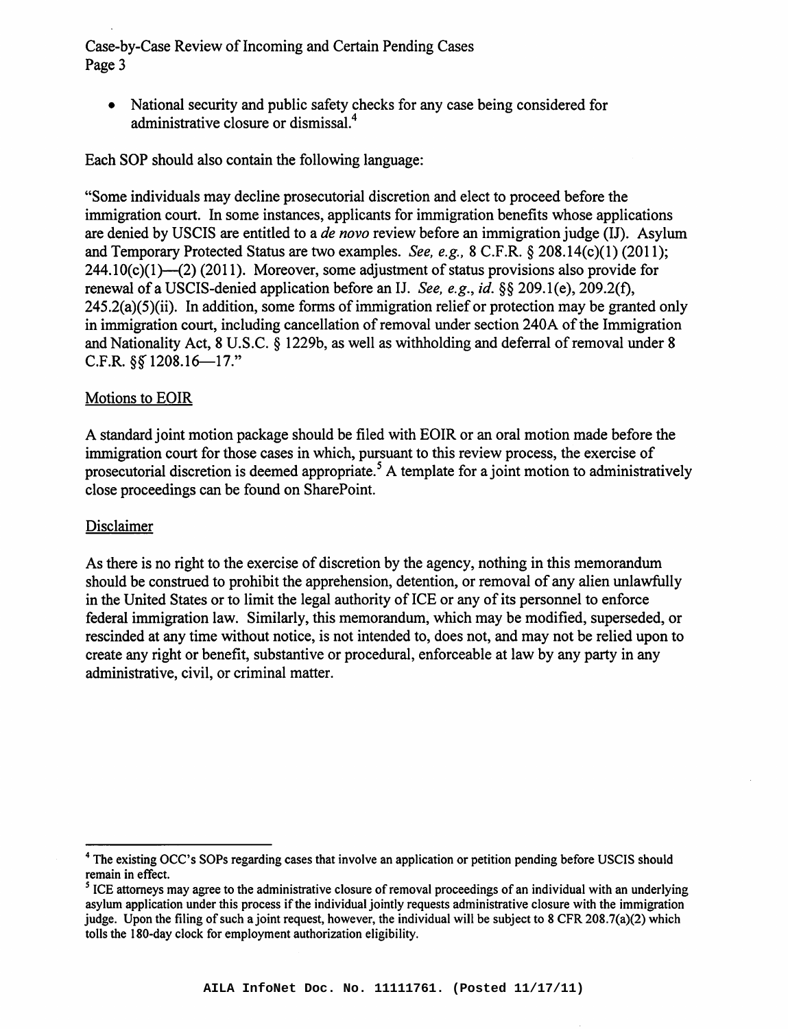- National security and public safety checks for any case being considered for administrative closure or dismissal.[4]

Each SOP should also contain the following language:

"Some individuals may decline prosecutorial discretion and elect to proceed before the immigration court. In some instances, applicants for immigration benefits whose applications are denied by USCIS are entitled to a *de novo* review before an immigration judge (IJ). Asylum and Temporary Protected Status are two examples. *See, e.g.,* 8 C.F.R. § 208.14(c)(1) (2011); 244.10(c)(1)—(2) (2011). Moreover, some adjustment of status provisions also provide for renewal of a USCIS-denied application before an IJ. *See, e.g., id.* §§ 209.1(e), 209.2(f), 245.2(a)(5)(ii). In addition, some forms of immigration relief or protection may be granted only in immigration court, including cancellation of removal under section 240A of the Immigration and Nationality Act, 8 U.S.C. § 1229b, as well as withholding and deferral of removal under 8 C.F.R. §§ 1208.16—17."

## Motions to EOIR

A standard joint motion package should be filed with EOIR or an oral motion made before the immigration court for those cases in which, pursuant to this review process, the exercise of prosecutorial discretion is deemed appropriate.[5] A template for a joint motion to administratively close proceedings can be found on SharePoint.

## Disclaimer

As there is no right to the exercise of discretion by the agency, nothing in this memorandum should be construed to prohibit the apprehension, detention, or removal of any alien unlawfully in the United States or to limit the legal authority of ICE or any of its personnel to enforce federal immigration law. Similarly, this memorandum, which may be modified, superseded, or rescinded at any time without notice, is not intended to, does not, and may not be relied upon to create any right or benefit, substantive or procedural, enforceable at law by any party in any administrative, civil, or criminal matter.

---

[4] The existing OCC's SOPs regarding cases that involve an application or petition pending before USCIS should remain in effect.

[5] ICE attorneys may agree to the administrative closure of removal proceedings of an individual with an underlying asylum application under this process if the individual jointly requests administrative closure with the immigration judge. Upon the filing of such a joint request, however, the individual will be subject to 8 CFR 208.7(a)(2) which tolls the 180-day clock for employment authorization eligibility.